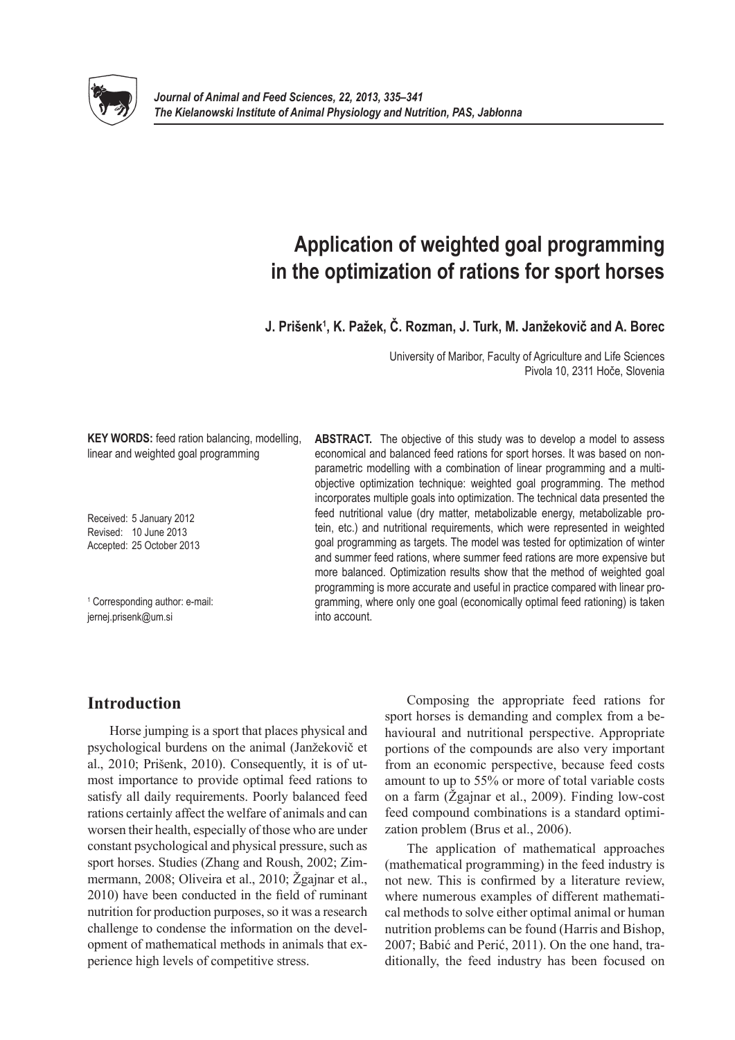# Application of weighted goal programming in the optimization of rations for sport horses

**J. Prišenk[1], K. Pažek, Č. Rozman, J. Turk, M. Janžekovič and A. Borec**

University of Maribor, Faculty of Agriculture and Life Sciences
Pivola 10, 2311 Hoče, Slovenia

**KEY WORDS:** feed ration balancing, modelling, linear and weighted goal programming

Received: 5 January 2012
Revised: 10 June 2013
Accepted: 25 October 2013

[1] Corresponding author: e-mail: jernej.prisenk@um.si

**ABSTRACT.** The objective of this study was to develop a model to assess economical and balanced feed rations for sport horses. It was based on non-parametric modelling with a combination of linear programming and a multi-objective optimization technique: weighted goal programming. The method incorporates multiple goals into optimization. The technical data presented the feed nutritional value (dry matter, metabolizable energy, metabolizable protein, etc.) and nutritional requirements, which were represented in weighted goal programming as targets. The model was tested for optimization of winter and summer feed rations, where summer feed rations are more expensive but more balanced. Optimization results show that the method of weighted goal programming is more accurate and useful in practice compared with linear programming, where only one goal (economically optimal feed rationing) is taken into account.

## Introduction

Horse jumping is a sport that places physical and psychological burdens on the animal (Janžekovič et al., 2010; Prišenk, 2010). Consequently, it is of utmost importance to provide optimal feed rations to satisfy all daily requirements. Poorly balanced feed rations certainly affect the welfare of animals and can worsen their health, especially of those who are under constant psychological and physical pressure, such as sport horses. Studies (Zhang and Roush, 2002; Zimmermann, 2008; Oliveira et al., 2010; Žgajnar et al., 2010) have been conducted in the field of ruminant nutrition for production purposes, so it was a research challenge to condense the information on the development of mathematical methods in animals that experience high levels of competitive stress.

Composing the appropriate feed rations for sport horses is demanding and complex from a behavioural and nutritional perspective. Appropriate portions of the compounds are also very important from an economic perspective, because feed costs amount to up to 55% or more of total variable costs on a farm (Žgajnar et al., 2009). Finding low-cost feed compound combinations is a standard optimization problem (Brus et al., 2006).

The application of mathematical approaches (mathematical programming) in the feed industry is not new. This is confirmed by a literature review, where numerous examples of different mathematical methods to solve either optimal animal or human nutrition problems can be found (Harris and Bishop, 2007; Babić and Perić, 2011). On the one hand, traditionally, the feed industry has been focused on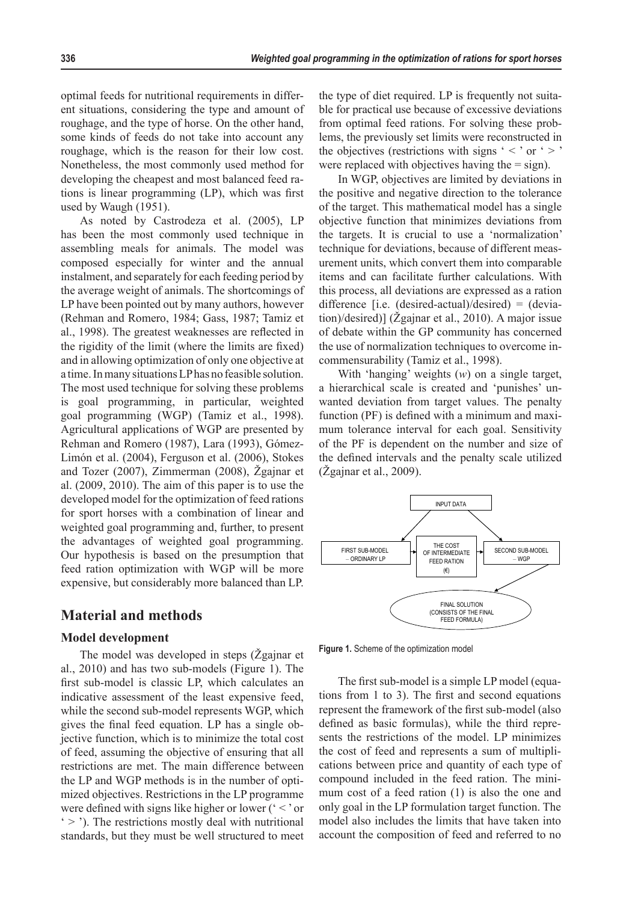optimal feeds for nutritional requirements in different situations, considering the type and amount of roughage, and the type of horse. On the other hand, some kinds of feeds do not take into account any roughage, which is the reason for their low cost. Nonetheless, the most commonly used method for developing the cheapest and most balanced feed rations is linear programming (LP), which was first used by Waugh (1951).

As noted by Castrodeza et al. (2005), LP has been the most commonly used technique in assembling meals for animals. The model was composed especially for winter and the annual instalment, and separately for each feeding period by the average weight of animals. The shortcomings of LP have been pointed out by many authors, however (Rehman and Romero, 1984; Gass, 1987; Tamiz et al., 1998). The greatest weaknesses are reflected in the rigidity of the limit (where the limits are fixed) and in allowing optimization of only one objective at a time. In many situations LP has no feasible solution. The most used technique for solving these problems is goal programming, in particular, weighted goal programming (WGP) (Tamiz et al., 1998). Agricultural applications of WGP are presented by Rehman and Romero (1987), Lara (1993), Gómez-Limón et al. (2004), Ferguson et al. (2006), Stokes and Tozer (2007), Zimmerman (2008), Žgajnar et al. (2009, 2010). The aim of this paper is to use the developed model for the optimization of feed rations for sport horses with a combination of linear and weighted goal programming and, further, to present the advantages of weighted goal programming. Our hypothesis is based on the presumption that feed ration optimization with WGP will be more expensive, but considerably more balanced than LP.

## Material and methods

### Model development

The model was developed in steps (Žgajnar et al., 2010) and has two sub-models (Figure 1). The first sub-model is classic LP, which calculates an indicative assessment of the least expensive feed, while the second sub-model represents WGP, which gives the final feed equation. LP has a single objective function, which is to minimize the total cost of feed, assuming the objective of ensuring that all restrictions are met. The main difference between the LP and WGP methods is in the number of optimized objectives. Restrictions in the LP programme were defined with signs like higher or lower (' < ' or ' > '). The restrictions mostly deal with nutritional standards, but they must be well structured to meet the type of diet required. LP is frequently not suitable for practical use because of excessive deviations from optimal feed rations. For solving these problems, the previously set limits were reconstructed in the objectives (restrictions with signs ' < ' or ' > ' were replaced with objectives having the = sign).

In WGP, objectives are limited by deviations in the positive and negative direction to the tolerance of the target. This mathematical model has a single objective function that minimizes deviations from the targets. It is crucial to use a 'normalization' technique for deviations, because of different measurement units, which convert them into comparable items and can facilitate further calculations. With this process, all deviations are expressed as a ration difference [i.e. (desired-actual)/desired) = (deviation)/desired)] (Žgajnar et al., 2010). A major issue of debate within the GP community has concerned the use of normalization techniques to overcome incommensurability (Tamiz et al., 1998).

With 'hanging' weights ($w$) on a single target, a hierarchical scale is created and 'punishes' unwanted deviation from target values. The penalty function (PF) is defined with a minimum and maximum tolerance interval for each goal. Sensitivity of the PF is dependent on the number and size of the defined intervals and the penalty scale utilized (Žgajnar et al., 2009).

**Figure 1.** Scheme of the optimization model

The first sub-model is a simple LP model (equations from 1 to 3). The first and second equations represent the framework of the first sub-model (also defined as basic formulas), while the third represents the restrictions of the model. LP minimizes the cost of feed and represents a sum of multiplications between price and quantity of each type of compound included in the feed ration. The minimum cost of a feed ration (1) is also the one and only goal in the LP formulation target function. The model also includes the limits that have taken into account the composition of feed and referred to no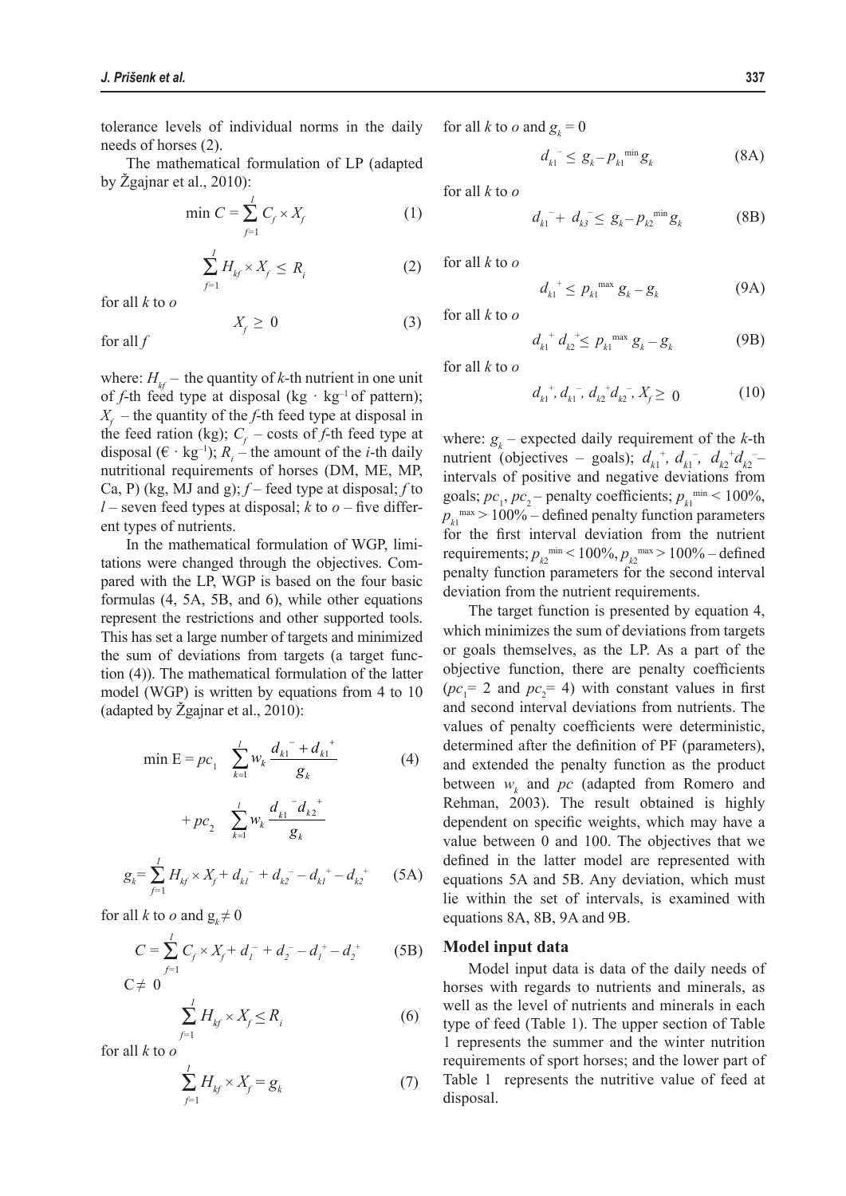tolerance levels of individual norms in the daily needs of horses (2).

The mathematical formulation of LP (adapted by Žgajnar et al., 2010):

$$\min C = \sum_{f=1}^{l} C_f \times X_f \tag{1}$$

$$\sum_{f=1}^{l} H_{kf} \times X_f \leq R_i \tag{2}$$

for all $k$ to $o$

$$X_f \geq 0 \tag{3}$$

for all $f$

where: $H_{kf}$ – the quantity of $k$-th nutrient in one unit of $f$-th feed type at disposal (kg · kg$^{-1}$ of pattern); $X_f$ – the quantity of the $f$-th feed type at disposal in the feed ration (kg); $C_f$ – costs of $f$-th feed type at disposal (€ · kg$^{-1}$); $R_i$ – the amount of the $i$-th daily nutritional requirements of horses (DM, ME, MP, Ca, P) (kg, MJ and g); $f$ – feed type at disposal; $f$ to $l$ – seven feed types at disposal; $k$ to $o$ – five different types of nutrients.

In the mathematical formulation of WGP, limitations were changed through the objectives. Compared with the LP, WGP is based on the four basic formulas (4, 5A, 5B, and 6), while other equations represent the restrictions and other supported tools. This has set a large number of targets and minimized the sum of deviations from targets (a target function (4)). The mathematical formulation of the latter model (WGP) is written by equations from 4 to 10 (adapted by Žgajnar et al., 2010):

$$\min \mathrm{E} = pc_1 \sum_{k=1}^{l} w_k \frac{d_{k1}^{-} + d_{k1}^{+}}{g_k} \tag{4}$$

$$+ pc_2 \sum_{k=1}^{l} w_k \frac{d_{k1}^{-} d_{k2}^{+}}{g_k}$$

$$g_k = \sum_{f=1}^{l} H_{kf} \times X_f + d_{k1}^{-} + d_{k2}^{-} - d_{k1}^{+} - d_{k2}^{+} \tag{5A}$$

for all $k$ to $o$ and $g_k \neq 0$

$$C = \sum_{f=1}^{l} C_f \times X_f + d_1^{-} + d_2^{-} - d_1^{+} - d_2^{+} \tag{5B}$$

$C \neq 0$

$$\sum_{f=1}^{l} H_{kf} \times X_f \leq R_i \tag{6}$$

for all $k$ to $o$

$$\sum_{f=1}^{l} H_{kf} \times X_f = g_k \tag{7}$$

for all $k$ to $o$ and $g_k = 0$

$$d_{k1}^{-} \leq g_k - p_{k1}^{\min} g_k \tag{8A}$$

for all $k$ to $o$

$$d_{k1}^{-} + d_{k3}^{-} \leq g_k - p_{k2}^{\min} g_k \tag{8B}$$

for all $k$ to $o$

$$d_{k1}^{+} \leq p_{k1}^{\max} g_k - g_k \tag{9A}$$

for all $k$ to $o$

$$d_{k1}^{+} d_{k2}^{+} \leq p_{k1}^{\max} g_k - g_k \tag{9B}$$

for all $k$ to $o$

$$d_{k1}^{+}, d_{k1}^{-}, d_{k2}^{+} d_{k2}^{-}, X_f \geq 0 \tag{10}$$

where: $g_k$ – expected daily requirement of the $k$-th nutrient (objectives – goals); $d_{k1}^{+}$, $d_{k1}^{-}$, $d_{k2}^{+} d_{k2}^{-}$ – intervals of positive and negative deviations from goals; $pc_1$, $pc_2$ – penalty coefficients; $p_{k1}^{\min} < 100\%$, $p_{k1}^{\max} > 100\%$ – defined penalty function parameters for the first interval deviation from the nutrient requirements; $p_{k2}^{\min} < 100\%$, $p_{k2}^{\max} > 100\%$ – defined penalty function parameters for the second interval deviation from the nutrient requirements.

The target function is presented by equation 4, which minimizes the sum of deviations from targets or goals themselves, as the LP. As a part of the objective function, there are penalty coefficients ($pc_1 = 2$ and $pc_2 = 4$) with constant values in first and second interval deviations from nutrients. The values of penalty coefficients were deterministic, determined after the definition of PF (parameters), and extended the penalty function as the product between $w_k$ and $pc$ (adapted from Romero and Rehman, 2003). The result obtained is highly dependent on specific weights, which may have a value between 0 and 100. The objectives that we defined in the latter model are represented with equations 5A and 5B. Any deviation, which must lie within the set of intervals, is examined with equations 8A, 8B, 9A and 9B.

## Model input data

Model input data is data of the daily needs of horses with regards to nutrients and minerals, as well as the level of nutrients and minerals in each type of feed (Table 1). The upper section of Table 1 represents the summer and the winter nutrition requirements of sport horses; and the lower part of Table 1 represents the nutritive value of feed at disposal.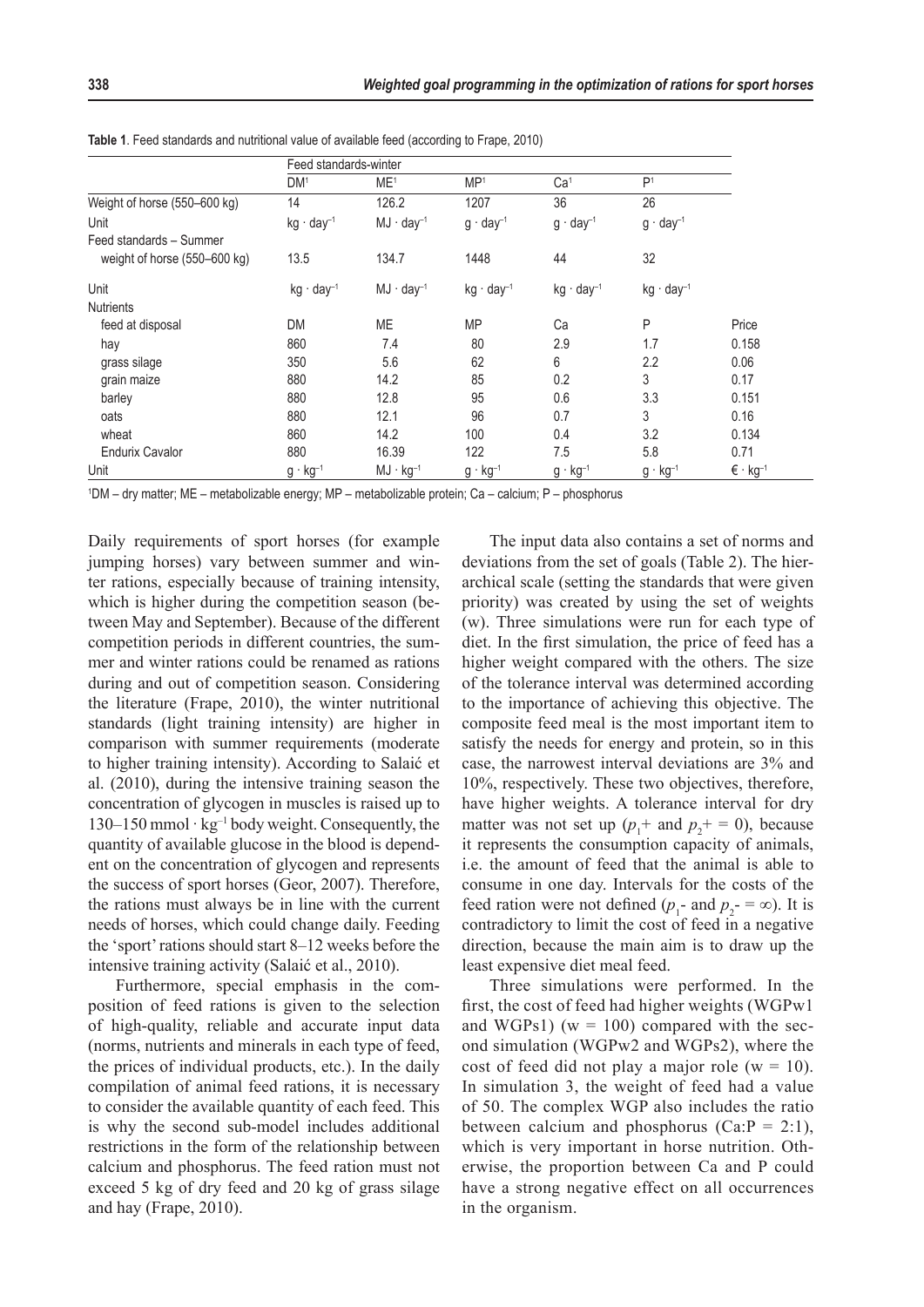**Table 1**. Feed standards and nutritional value of available feed (according to Frape, 2010)

| | Feed standards-winter | | | | | |
|---|---|---|---|---|---|---|
| | DM[1] | ME[1] | MP[1] | Ca[1] | P[1] | |
| Weight of horse (550–600 kg) | 14 | 126.2 | 1207 | 36 | 26 | |
| Unit | $kg \cdot day^{-1}$ | $MJ \cdot day^{-1}$ | $g \cdot day^{-1}$ | $g \cdot day^{-1}$ | $g \cdot day^{-1}$ | |
| Feed standards – Summer | | | | | | |
| weight of horse (550–600 kg) | 13.5 | 134.7 | 1448 | 44 | 32 | |
| Unit | $kg \cdot day^{-1}$ | $MJ \cdot day^{-1}$ | $kg \cdot day^{-1}$ | $kg \cdot day^{-1}$ | $kg \cdot day^{-1}$ | |
| Nutrients | | | | | | |
| feed at disposal | DM | ME | MP | Ca | P | Price |
| hay | 860 | 7.4 | 80 | 2.9 | 1.7 | 0.158 |
| grass silage | 350 | 5.6 | 62 | 6 | 2.2 | 0.06 |
| grain maize | 880 | 14.2 | 85 | 0.2 | 3 | 0.17 |
| barley | 880 | 12.8 | 95 | 0.6 | 3.3 | 0.151 |
| oats | 880 | 12.1 | 96 | 0.7 | 3 | 0.16 |
| wheat | 860 | 14.2 | 100 | 0.4 | 3.2 | 0.134 |
| Endurix Cavalor | 880 | 16.39 | 122 | 7.5 | 5.8 | 0.71 |
| Unit | $g \cdot kg^{-1}$ | $MJ \cdot kg^{-1}$ | $g \cdot kg^{-1}$ | $g \cdot kg^{-1}$ | $g \cdot kg^{-1}$ | $€ \cdot kg^{-1}$ |

[1]DM – dry matter; ME – metabolizable energy; MP – metabolizable protein; Ca – calcium; P – phosphorus

Daily requirements of sport horses (for example jumping horses) vary between summer and winter rations, especially because of training intensity, which is higher during the competition season (between May and September). Because of the different competition periods in different countries, the summer and winter rations could be renamed as rations during and out of competition season. Considering the literature (Frape, 2010), the winter nutritional standards (light training intensity) are higher in comparison with summer requirements (moderate to higher training intensity). According to Salaić et al. (2010), during the intensive training season the concentration of glycogen in muscles is raised up to $130–150 \text{ mmol} \cdot kg^{-1}$ body weight. Consequently, the quantity of available glucose in the blood is dependent on the concentration of glycogen and represents the success of sport horses (Geor, 2007). Therefore, the rations must always be in line with the current needs of horses, which could change daily. Feeding the 'sport' rations should start 8–12 weeks before the intensive training activity (Salaić et al., 2010).

Furthermore, special emphasis in the composition of feed rations is given to the selection of high-quality, reliable and accurate input data (norms, nutrients and minerals in each type of feed, the prices of individual products, etc.). In the daily compilation of animal feed rations, it is necessary to consider the available quantity of each feed. This is why the second sub-model includes additional restrictions in the form of the relationship between calcium and phosphorus. The feed ration must not exceed 5 kg of dry feed and 20 kg of grass silage and hay (Frape, 2010).

The input data also contains a set of norms and deviations from the set of goals (Table 2). The hierarchical scale (setting the standards that were given priority) was created by using the set of weights (w). Three simulations were run for each type of diet. In the first simulation, the price of feed has a higher weight compared with the others. The size of the tolerance interval was determined according to the importance of achieving this objective. The composite feed meal is the most important item to satisfy the needs for energy and protein, so in this case, the narrowest interval deviations are 3% and 10%, respectively. These two objectives, therefore, have higher weights. A tolerance interval for dry matter was not set up ($p_1+$ and $p_2+ = 0$), because it represents the consumption capacity of animals, i.e. the amount of feed that the animal is able to consume in one day. Intervals for the costs of the feed ration were not defined ($p_1-$ and $p_2- = \infty$). It is contradictory to limit the cost of feed in a negative direction, because the main aim is to draw up the least expensive diet meal feed.

Three simulations were performed. In the first, the cost of feed had higher weights (WGPw1 and WGPs1) ($w = 100$) compared with the second simulation (WGPw2 and WGPs2), where the cost of feed did not play a major role ($w = 10$). In simulation 3, the weight of feed had a value of 50. The complex WGP also includes the ratio between calcium and phosphorus (Ca:P = 2:1), which is very important in horse nutrition. Otherwise, the proportion between Ca and P could have a strong negative effect on all occurrences in the organism.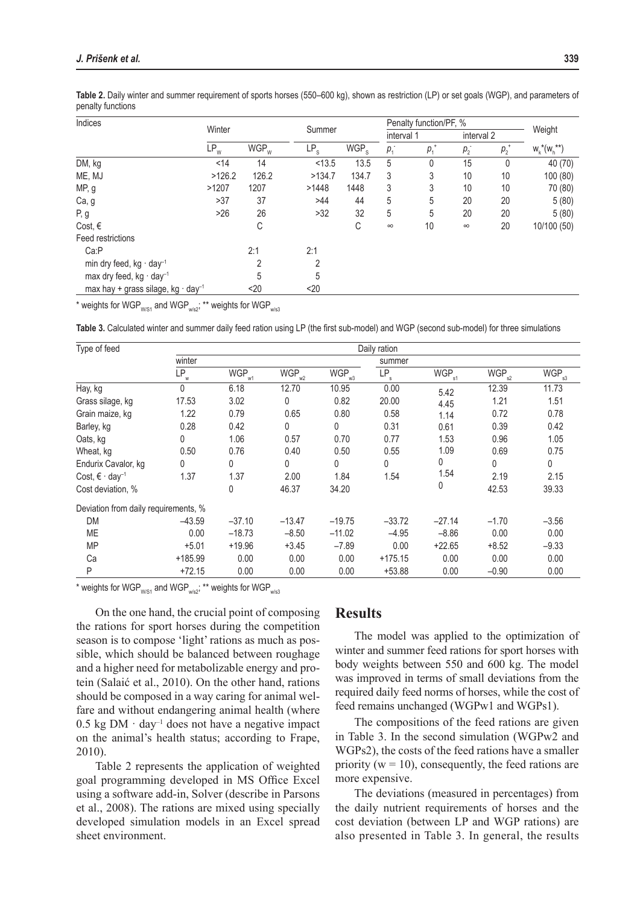**Table 2.** Daily winter and summer requirement of sports horses (550–600 kg), shown as restriction (LP) or set goals (WGP), and parameters of penalty functions

| Indices | Winter | | Summer | | Penalty function/PF, % | | | | Weight |
|---|---|---|---|---|---|---|---|---|---|
| | | | | | interval 1 | | interval 2 | | |
| | $LP_W$ | $WGP_W$ | $LP_S$ | $WGP_S$ | $p_1^-$ | $p_1^+$ | $p_2^-$ | $p_2^+$ | $w_k$*($w_h$**) |
| DM, kg | <14 | 14 | <13.5 | 13.5 | 5 | 0 | 15 | 0 | 40 (70) |
| ME, MJ | >126.2 | 126.2 | >134.7 | 134.7 | 3 | 3 | 10 | 10 | 100 (80) |
| MP, g | >1207 | 1207 | >1448 | 1448 | 3 | 3 | 10 | 10 | 70 (80) |
| Ca, g | >37 | 37 | >44 | 44 | 5 | 5 | 20 | 20 | 5 (80) |
| P, g | >26 | 26 | >32 | 32 | 5 | 5 | 20 | 20 | 5 (80) |
| Cost, € | | C | | C | ∞ | 10 | ∞ | 20 | 10/100 (50) |
| Feed restrictions | | | | | | | | | |
| Ca:P | | 2:1 | 2:1 | | | | | | |
| min dry feed, kg · day$^{-1}$ | | 2 | 2 | | | | | | |
| max dry feed, kg · day$^{-1}$ | | 5 | 5 | | | | | | |
| max hay + grass silage, kg · day$^{-1}$ | | <20 | <20 | | | | | | |

\* weights for $WGP_{W/S1}$ and $WGP_{w/s2}$; \*\* weights for $WGP_{w/s3}$

**Table 3.** Calculated winter and summer daily feed ration using LP (the first sub-model) and WGP (second sub-model) for three simulations

| Type of feed | Daily ration | | | | | | | |
|---|---|---|---|---|---|---|---|---|
| | winter | | | | summer | | | |
| | $LP_w$ | $WGP_{w1}$ | $WGP_{w2}$ | $WGP_{w3}$ | $LP_s$ | $WGP_{s1}$ | $WGP_{s2}$ | $WGP_{s3}$ |
| Hay, kg | 0 | 6.18 | 12.70 | 10.95 | 0.00 | 5.42 | 12.39 | 11.73 |
| Grass silage, kg | 17.53 | 3.02 | 0 | 0.82 | 20.00 | 4.45 | 1.21 | 1.51 |
| Grain maize, kg | 1.22 | 0.79 | 0.65 | 0.80 | 0.58 | 1.14 | 0.72 | 0.78 |
| Barley, kg | 0.28 | 0.42 | 0 | 0 | 0.31 | 0.61 | 0.39 | 0.42 |
| Oats, kg | 0 | 1.06 | 0.57 | 0.70 | 0.77 | 1.53 | 0.96 | 1.05 |
| Wheat, kg | 0.50 | 0.76 | 0.40 | 0.50 | 0.55 | 1.09 | 0.69 | 0.75 |
| Endurix Cavalor, kg | 0 | 0 | 0 | 0 | 0 | 0 | 0 | 0 |
| Cost, € · day$^{-1}$ | 1.37 | 1.37 | 2.00 | 1.84 | 1.54 | 1.54 | 2.19 | 2.15 |
| Cost deviation, % | | 0 | 46.37 | 34.20 | | 0 | 42.53 | 39.33 |
| Deviation from daily requirements, % | | | | | | | | |
| DM | −43.59 | −37.10 | −13.47 | −19.75 | −33.72 | −27.14 | −1.70 | −3.56 |
| ME | 0.00 | −18.73 | −8.50 | −11.02 | −4.95 | −8.86 | 0.00 | 0.00 |
| MP | +5.01 | +19.96 | +3.45 | −7.89 | 0.00 | +22.65 | +8.52 | −9.33 |
| Ca | +185.99 | 0.00 | 0.00 | 0.00 | +175.15 | 0.00 | 0.00 | 0.00 |
| P | +72.15 | 0.00 | 0.00 | 0.00 | +53.88 | 0.00 | −0.90 | 0.00 |

\* weights for $WGP_{W/S1}$ and $WGP_{w/s2}$; \*\* weights for $WGP_{w/s3}$

On the one hand, the crucial point of composing the rations for sport horses during the competition season is to compose 'light' rations as much as possible, which should be balanced between roughage and a higher need for metabolizable energy and protein (Salaić et al., 2010). On the other hand, rations should be composed in a way caring for animal welfare and without endangering animal health (where 0.5 kg DM · day$^{-1}$ does not have a negative impact on the animal's health status; according to Frape, 2010).

Table 2 represents the application of weighted goal programming developed in MS Office Excel using a software add-in, Solver (describe in Parsons et al., 2008). The rations are mixed using specially developed simulation models in an Excel spread sheet environment.

## Results

The model was applied to the optimization of winter and summer feed rations for sport horses with body weights between 550 and 600 kg. The model was improved in terms of small deviations from the required daily feed norms of horses, while the cost of feed remains unchanged (WGPw1 and WGPs1).

The compositions of the feed rations are given in Table 3. In the second simulation (WGPw2 and WGPs2), the costs of the feed rations have a smaller priority ($w = 10$), consequently, the feed rations are more expensive.

The deviations (measured in percentages) from the daily nutrient requirements of horses and the cost deviation (between LP and WGP rations) are also presented in Table 3. In general, the results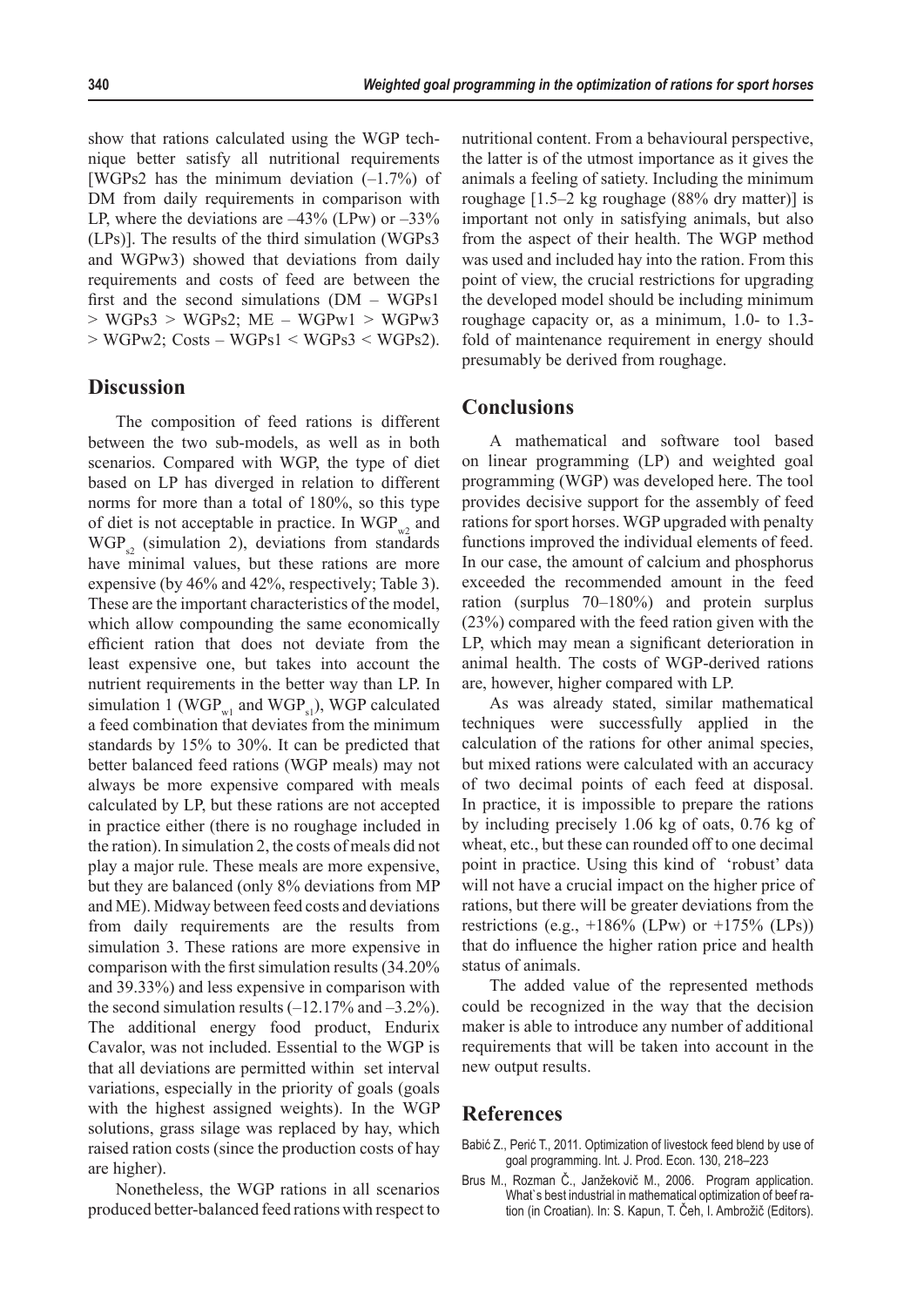show that rations calculated using the WGP technique better satisfy all nutritional requirements [WGPs2 has the minimum deviation (–1.7%) of DM from daily requirements in comparison with LP, where the deviations are –43% (LPw) or –33% (LPs)]. The results of the third simulation (WGPs3 and WGPw3) showed that deviations from daily requirements and costs of feed are between the first and the second simulations (DM – WGPs1 > WGPs3 > WGPs2; ME – WGPw1 > WGPw3 > WGPw2; Costs – WGPs1 < WGPs3 < WGPs2).

## Discussion

The composition of feed rations is different between the two sub-models, as well as in both scenarios. Compared with WGP, the type of diet based on LP has diverged in relation to different norms for more than a total of 180%, so this type of diet is not acceptable in practice. In $WGP_{w2}$ and $WGP_{s2}$ (simulation 2), deviations from standards have minimal values, but these rations are more expensive (by 46% and 42%, respectively; Table 3). These are the important characteristics of the model, which allow compounding the same economically efficient ration that does not deviate from the least expensive one, but takes into account the nutrient requirements in the better way than LP. In simulation 1 ($WGP_{w1}$ and $WGP_{s1}$), WGP calculated a feed combination that deviates from the minimum standards by 15% to 30%. It can be predicted that better balanced feed rations (WGP meals) may not always be more expensive compared with meals calculated by LP, but these rations are not accepted in practice either (there is no roughage included in the ration). In simulation 2, the costs of meals did not play a major rule. These meals are more expensive, but they are balanced (only 8% deviations from MP and ME). Midway between feed costs and deviations from daily requirements are the results from simulation 3. These rations are more expensive in comparison with the first simulation results (34.20% and 39.33%) and less expensive in comparison with the second simulation results (–12.17% and –3.2%). The additional energy food product, Endurix Cavalor, was not included. Essential to the WGP is that all deviations are permitted within set interval variations, especially in the priority of goals (goals with the highest assigned weights). In the WGP solutions, grass silage was replaced by hay, which raised ration costs (since the production costs of hay are higher).

Nonetheless, the WGP rations in all scenarios produced better-balanced feed rations with respect to nutritional content. From a behavioural perspective, the latter is of the utmost importance as it gives the animals a feeling of satiety. Including the minimum roughage [1.5–2 kg roughage (88% dry matter)] is important not only in satisfying animals, but also from the aspect of their health. The WGP method was used and included hay into the ration. From this point of view, the crucial restrictions for upgrading the developed model should be including minimum roughage capacity or, as a minimum, 1.0- to 1.3-fold of maintenance requirement in energy should presumably be derived from roughage.

## Conclusions

A mathematical and software tool based on linear programming (LP) and weighted goal programming (WGP) was developed here. The tool provides decisive support for the assembly of feed rations for sport horses. WGP upgraded with penalty functions improved the individual elements of feed. In our case, the amount of calcium and phosphorus exceeded the recommended amount in the feed ration (surplus 70–180%) and protein surplus (23%) compared with the feed ration given with the LP, which may mean a significant deterioration in animal health. The costs of WGP-derived rations are, however, higher compared with LP.

As was already stated, similar mathematical techniques were successfully applied in the calculation of the rations for other animal species, but mixed rations were calculated with an accuracy of two decimal points of each feed at disposal. In practice, it is impossible to prepare the rations by including precisely 1.06 kg of oats, 0.76 kg of wheat, etc., but these can rounded off to one decimal point in practice. Using this kind of 'robust' data will not have a crucial impact on the higher price of rations, but there will be greater deviations from the restrictions (e.g., +186% (LPw) or +175% (LPs)) that do influence the higher ration price and health status of animals.

The added value of the represented methods could be recognized in the way that the decision maker is able to introduce any number of additional requirements that will be taken into account in the new output results.

## References

Babić Z., Perić T., 2011. Optimization of livestock feed blend by use of goal programming. Int. J. Prod. Econ. 130, 218–223

Brus M., Rozman Č., Janžekovič M., 2006. Program application. What`s best industrial in mathematical optimization of beef ration (in Croatian). In: S. Kapun, T. Čeh, I. Ambrožič (Editors).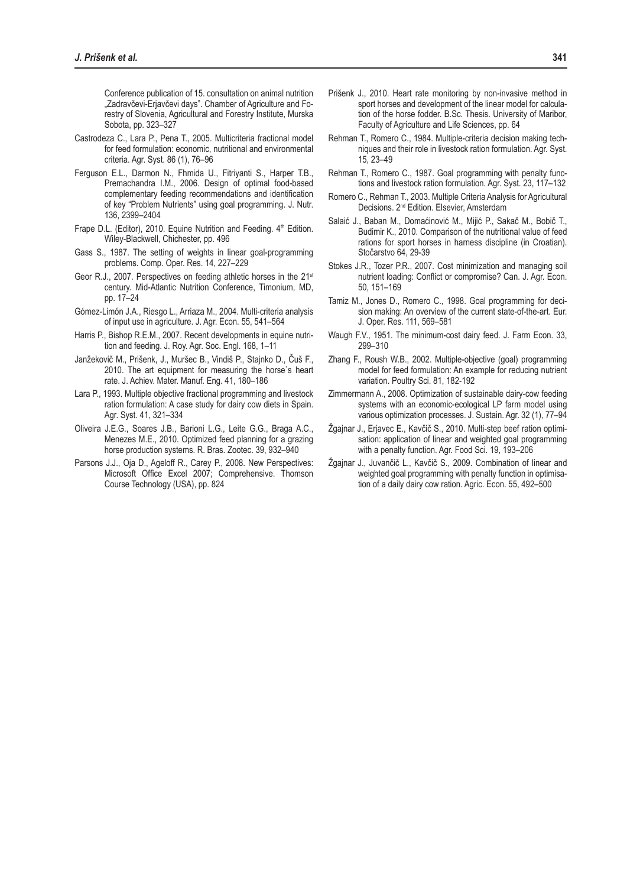Conference publication of 15. consultation on animal nutrition „Zadravčevi-Erjavčevi days". Chamber of Agriculture and Forestry of Slovenia, Agricultural and Forestry Institute, Murska Sobota, pp. 323–327

Castrodeza C., Lara P., Pena T., 2005. Multicriteria fractional model for feed formulation: economic, nutritional and environmental criteria. Agr. Syst. 86 (1), 76–96

Ferguson E.L., Darmon N., Fhmida U., Fitriyanti S., Harper T.B., Premachandra I.M., 2006. Design of optimal food-based complementary feeding recommendations and identification of key "Problem Nutrients" using goal programming. J. Nutr. 136, 2399–2404

Frape D.L. (Editor), 2010. Equine Nutrition and Feeding. 4th Edition. Wiley-Blackwell, Chichester, pp. 496

Gass S., 1987. The setting of weights in linear goal-programming problems. Comp. Oper. Res. 14, 227–229

Geor R.J., 2007. Perspectives on feeding athletic horses in the 21st century. Mid-Atlantic Nutrition Conference, Timonium, MD, pp. 17–24

Gómez-Limón J.A., Riesgo L., Arriaza M., 2004. Multi-criteria analysis of input use in agriculture. J. Agr. Econ. 55, 541–564

Harris P., Bishop R.E.M., 2007. Recent developments in equine nutrition and feeding. J. Roy. Agr. Soc. Engl. 168, 1–11

Janžekovič M., Prišenk, J., Muršec B., Vindiš P., Stajnko D., Čuš F., 2010. The art equipment for measuring the horse`s heart rate. J. Achiev. Mater. Manuf. Eng. 41, 180–186

Lara P., 1993. Multiple objective fractional programming and livestock ration formulation: A case study for dairy cow diets in Spain. Agr. Syst. 41, 321–334

Oliveira J.E.G., Soares J.B., Barioni L.G., Leite G.G., Braga A.C., Menezes M.E., 2010. Optimized feed planning for a grazing horse production systems. R. Bras. Zootec. 39, 932–940

Parsons J.J., Oja D., Ageloff R., Carey P., 2008. New Perspectives: Microsoft Office Excel 2007; Comprehensive. Thomson Course Technology (USA), pp. 824

Prišenk J., 2010. Heart rate monitoring by non-invasive method in sport horses and development of the linear model for calculation of the horse fodder. B.Sc. Thesis. University of Maribor, Faculty of Agriculture and Life Sciences, pp. 64

Rehman T., Romero C., 1984. Multiple-criteria decision making techniques and their role in livestock ration formulation. Agr. Syst. 15, 23–49

Rehman T., Romero C., 1987. Goal programming with penalty functions and livestock ration formulation. Agr. Syst. 23, 117–132

Romero C., Rehman T., 2003. Multiple Criteria Analysis for Agricultural Decisions. 2nd Edition. Elsevier, Amsterdam

Salaić J., Baban M., Domaćinović M., Mijić P., Sakač M., Bobič T., Budimir K., 2010. Comparison of the nutritional value of feed rations for sport horses in harness discipline (in Croatian). Stočarstvo 64, 29-39

Stokes J.R., Tozer P.R., 2007. Cost minimization and managing soil nutrient loading: Conflict or compromise? Can. J. Agr. Econ. 50, 151–169

Tamiz M., Jones D., Romero C., 1998. Goal programming for decision making: An overview of the current state-of-the-art. Eur. J. Oper. Res. 111, 569–581

Waugh F.V., 1951. The minimum-cost dairy feed. J. Farm Econ. 33, 299–310

Zhang F., Roush W.B., 2002. Multiple-objective (goal) programming model for feed formulation: An example for reducing nutrient variation. Poultry Sci. 81, 182-192

Zimmermann A., 2008. Optimization of sustainable dairy-cow feeding systems with an economic-ecological LP farm model using various optimization processes. J. Sustain. Agr. 32 (1), 77–94

Žgajnar J., Erjavec E., Kavčič S., 2010. Multi-step beef ration optimisation: application of linear and weighted goal programming with a penalty function. Agr. Food Sci. 19, 193–206

Žgajnar J., Juvančič L., Kavčič S., 2009. Combination of linear and weighted goal programming with penalty function in optimisation of a daily dairy cow ration. Agric. Econ. 55, 492–500